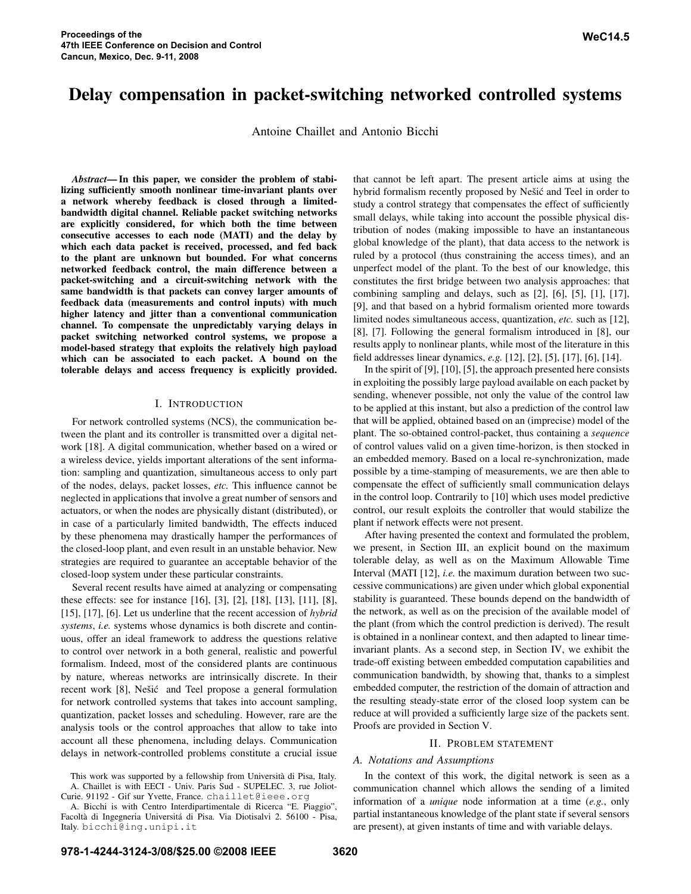# Delay compensation in packet-switching networked controlled systems

Antoine Chaillet and Antonio Bicchi

***Abstract*— In this paper, we consider the problem of stabilizing sufficiently smooth nonlinear time-invariant plants over a network whereby feedback is closed through a limited-bandwidth digital channel. Reliable packet switching networks are explicitly considered, for which both the time between consecutive accesses to each node (MATI) and the delay by which each data packet is received, processed, and fed back to the plant are unknown but bounded. For what concerns networked feedback control, the main difference between a packet-switching and a circuit-switching network with the same bandwidth is that packets can convey larger amounts of feedback data (measurements and control inputs) with much higher latency and jitter than a conventional communication channel. To compensate the unpredictably varying delays in packet switching networked control systems, we propose a model-based strategy that exploits the relatively high payload which can be associated to each packet. A bound on the tolerable delays and access frequency is explicitly provided.**

## I. Introduction

For network controlled systems (NCS), the communication between the plant and its controller is transmitted over a digital network [18]. A digital communication, whether based on a wired or a wireless device, yields important alterations of the sent information: sampling and quantization, simultaneous access to only part of the nodes, delays, packet losses, *etc.* This influence cannot be neglected in applications that involve a great number of sensors and actuators, or when the nodes are physically distant (distributed), or in case of a particularly limited bandwidth, The effects induced by these phenomena may drastically hamper the performances of the closed-loop plant, and even result in an unstable behavior. New strategies are required to guarantee an acceptable behavior of the closed-loop system under these particular constraints.

Several recent results have aimed at analyzing or compensating these effects: see for instance [16], [3], [2], [18], [13], [11], [8], [15], [17], [6]. Let us underline that the recent accession of *hybrid systems*, *i.e.* systems whose dynamics is both discrete and continuous, offer an ideal framework to address the questions relative to control over network in a both general, realistic and powerful formalism. Indeed, most of the considered plants are continuous by nature, whereas networks are intrinsically discrete. In their recent work [8], Nešić and Teel propose a general formulation for network controlled systems that takes into account sampling, quantization, packet losses and scheduling. However, rare are the analysis tools or the control approaches that allow to take into account all these phenomena, including delays. Communication delays in network-controlled problems constitute a crucial issue that cannot be left apart. The present article aims at using the hybrid formalism recently proposed by Nešić and Teel in order to study a control strategy that compensates the effect of sufficiently small delays, while taking into account the possible physical distribution of nodes (making impossible to have an instantaneous global knowledge of the plant), that data access to the network is ruled by a protocol (thus constraining the access times), and an unperfect model of the plant. To the best of our knowledge, this constitutes the first bridge between two analysis approaches: that combining sampling and delays, such as [2], [6], [5], [1], [17], [9], and that based on a hybrid formalism oriented more towards limited nodes simultaneous access, quantization, *etc.* such as [12], [8], [7]. Following the general formalism introduced in [8], our results apply to nonlinear plants, while most of the literature in this field addresses linear dynamics, *e.g.* [12], [2], [5], [17], [6], [14].

In the spirit of [9], [10], [5], the approach presented here consists in exploiting the possibly large payload available on each packet by sending, whenever possible, not only the value of the control law to be applied at this instant, but also a prediction of the control law that will be applied, obtained based on an (imprecise) model of the plant. The so-obtained control-packet, thus containing a *sequence* of control values valid on a given time-horizon, is then stocked in an embedded memory. Based on a local re-synchronization, made possible by a time-stamping of measurements, we are then able to compensate the effect of sufficiently small communication delays in the control loop. Contrarily to [10] which uses model predictive control, our result exploits the controller that would stabilize the plant if network effects were not present.

After having presented the context and formulated the problem, we present, in Section III, an explicit bound on the maximum tolerable delay, as well as on the Maximum Allowable Time Interval (MATI [12], *i.e.* the maximum duration between two successive communications) are given under which global exponential stability is guaranteed. These bounds depend on the bandwidth of the network, as well as on the precision of the available model of the plant (from which the control prediction is derived). The result is obtained in a nonlinear context, and then adapted to linear time-invariant plants. As a second step, in Section IV, we exhibit the trade-off existing between embedded computation capabilities and communication bandwidth, by showing that, thanks to a simplest embedded computer, the restriction of the domain of attraction and the resulting steady-state error of the closed loop system can be reduce at will provided a sufficiently large size of the packets sent. Proofs are provided in Section V.

## II. Problem statement

### A. Notations and Assumptions

In the context of this work, the digital network is seen as a communication channel which allows the sending of a limited information of a *unique* node information at a time (*e.g.*, only partial instantaneous knowledge of the plant state if several sensors are present), at given instants of time and with variable delays.

This work was supported by a fellowship from Università di Pisa, Italy.
A. Chaillet is with EECI - Univ. Paris Sud - SUPELEC. 3, rue Joliot-Curie. 91192 - Gif sur Yvette, France. chaillet@ieee.org
A. Bicchi is with Centro Interdipartimentale di Ricerca "E. Piaggio", Facoltà di Ingegneria Universitá di Pisa. Via Diotisalvi 2. 56100 - Pisa, Italy. bicchi@ing.unipi.it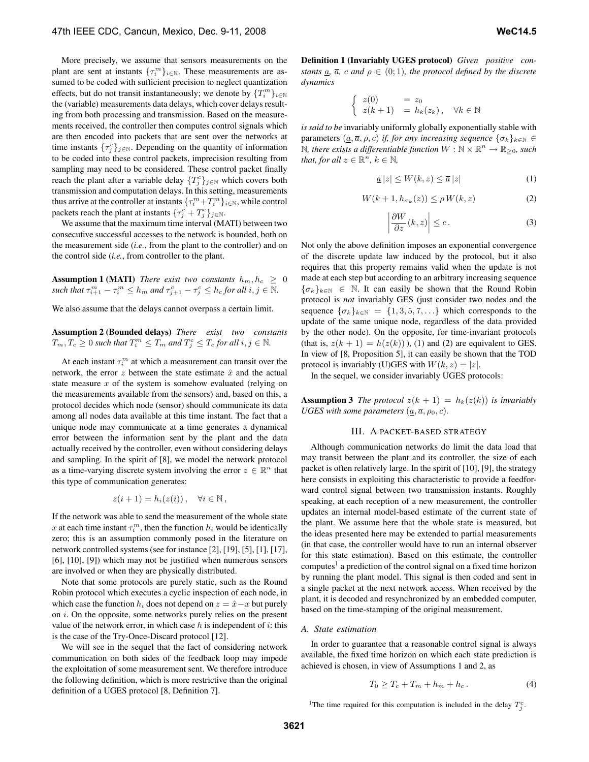More precisely, we assume that sensors measurements on the plant are sent at instants $\{\tau_i^m\}_{i\in\mathbb{N}}$. These measurements are assumed to be coded with sufficient precision to neglect quantization effects, but do not transit instantaneously; we denote by $\{T_i^m\}_{i\in\mathbb{N}}$ the (variable) measurements data delays, which cover delays resulting from both processing and transmission. Based on the measurements received, the controller then computes control signals which are then encoded into packets that are sent over the networks at time instants $\{\tau_j^c\}_{j\in\mathbb{N}}$. Depending on the quantity of information to be coded into these control packets, imprecision resulting from sampling may need to be considered. These control packet finally reach the plant after a variable delay $\{T_j^c\}_{j\in\mathbb{N}}$ which covers both transmission and computation delays. In this setting, measurements thus arrive at the controller at instants $\{\tau_i^m + T_i^m\}_{i\in\mathbb{N}}$, while control packets reach the plant at instants $\{\tau_j^c + T_j^c\}_{j\in\mathbb{N}}$.

We assume that the maximum time interval (MATI) between two consecutive successful accesses to the network is bounded, both on the measurement side (*i.e.*, from the plant to the controller) and on the control side (*i.e.*, from controller to the plant.

**Assumption 1 (MATI)** *There exist two constants $h_m, h_c \geq 0$ such that $\tau_{i+1}^m - \tau_i^m \leq h_m$ and $\tau_{j+1}^c - \tau_j^c \leq h_c$ for all $i, j \in \mathbb{N}$.*

We also assume that the delays cannot overpass a certain limit.

**Assumption 2 (Bounded delays)** *There exist two constants $T_m, T_c \geq 0$ such that $T_i^m \leq T_m$ and $T_j^c \leq T_c$ for all $i, j \in \mathbb{N}$.*

At each instant $\tau_i^m$ at which a measurement can transit over the network, the error $z$ between the state estimate $\hat{x}$ and the actual state measure $x$ of the system is somehow evaluated (relying on the measurements available from the sensors) and, based on this, a protocol decides which node (sensor) should communicate its data among all nodes data available at this time instant. The fact that a unique node may communicate at a time generates a dynamical error between the information sent by the plant and the data actually received by the controller, even without considering delays and sampling. In the spirit of [8], we model the network protocol as a time-varying discrete system involving the error $z \in \mathbb{R}^n$ that this type of communication generates:

$$z(i+1) = h_i(z(i)), \quad \forall i \in \mathbb{N},$$

If the network was able to send the measurement of the whole state $x$ at each time instant $\tau_i^m$, then the function $h_i$ would be identically zero; this is an assumption commonly posed in the literature on network controlled systems (see for instance [2], [19], [5], [1], [17], [6], [10], [9]) which may not be justified when numerous sensors are involved or when they are physically distributed.

Note that some protocols are purely static, such as the Round Robin protocol which executes a cyclic inspection of each node, in which case the function $h_i$ does not depend on $z = \hat{x} - x$ but purely on $i$. On the opposite, some networks purely relies on the present value of the network error, in which case $h$ is independent of $i$: this is the case of the Try-Once-Discard protocol [12].

We will see in the sequel that the fact of considering network communication on both sides of the feedback loop may impede the exploitation of some measurement sent. We therefore introduce the following definition, which is more restrictive than the original definition of a UGES protocol [8, Definition 7].

**Definition 1 (Invariably UGES protocol)** *Given positive constants $\underline{a}$, $\overline{a}$, $c$ and $\rho \in (0;1)$, the protocol defined by the discrete dynamics*

$$\begin{cases} z(0) &= z_0 \\ z(k+1) &= h_k(z_k), \quad \forall k \in \mathbb{N} \end{cases}$$

*is said to be* invariably uniformly globally exponentially stable with parameters $(\underline{a}, \overline{a}, \rho, c)$ *if, for any increasing sequence $\{\sigma_k\}_{k\in\mathbb{N}} \in \mathbb{N}$, there exists a differentiable function $W : \mathbb{N} \times \mathbb{R}^n \to \mathbb{R}_{\geq 0}$, such that, for all $z \in \mathbb{R}^n$, $k \in \mathbb{N}$,*

$$\underline{a}\,|z| \leq W(k,z) \leq \overline{a}\,|z| \tag{1}$$

$$W(k+1, h_{\sigma_k}(z)) \leq \rho\, W(k,z) \tag{2}$$

$$\left|\frac{\partial W}{\partial z}(k,z)\right| \leq c\,. \tag{3}$$

Not only the above definition imposes an exponential convergence of the discrete update law induced by the protocol, but it also requires that this property remains valid when the update is not made at each step but according to an arbitrary increasing sequence $\{\sigma_k\}_{k\in\mathbb{N}} \in \mathbb{N}$. It can easily be shown that the Round Robin protocol is *not* invariably GES (just consider two nodes and the sequence $\{\sigma_k\}_{k\in\mathbb{N}} = \{1, 3, 5, 7, \ldots\}$ which corresponds to the update of the same unique node, regardless of the data provided by the other node). On the opposite, for time-invariant protocols (that is, $z(k+1) = h(z(k))$ ), (1) and (2) are equivalent to GES. In view of [8, Proposition 5], it can easily be shown that the TOD protocol is invariably (U)GES with $W(k,z) = |z|$.

In the sequel, we consider invariably UGES protocols:

**Assumption 3** *The protocol $z(k+1) = h_k(z(k))$ is invariably UGES with some parameters $(\underline{a}, \overline{a}, \rho_0, c)$.*

## III. A packet-based strategy

Although communication networks do limit the data load that may transit between the plant and its controller, the size of each packet is often relatively large. In the spirit of [10], [9], the strategy here consists in exploiting this characteristic to provide a feedforward control signal between two transmission instants. Roughly speaking, at each reception of a new measurement, the controller updates an internal model-based estimate of the current state of the plant. We assume here that the whole state is measured, but the ideas presented here may be extended to partial measurements (in that case, the controller would have to run an internal observer for this state estimation). Based on this estimate, the controller computes[1] a prediction of the control signal on a fixed time horizon by running the plant model. This signal is then coded and sent in a single packet at the next network access. When received by the plant, it is decoded and resynchronized by an embedded computer, based on the time-stamping of the original measurement.

### A. State estimation

In order to guarantee that a reasonable control signal is always available, the fixed time horizon on which each state prediction is achieved is chosen, in view of Assumptions 1 and 2, as

$$T_0 \geq T_c + T_m + h_m + h_c\,. \tag{4}$$

[1] The time required for this computation is included in the delay $T_j^c$.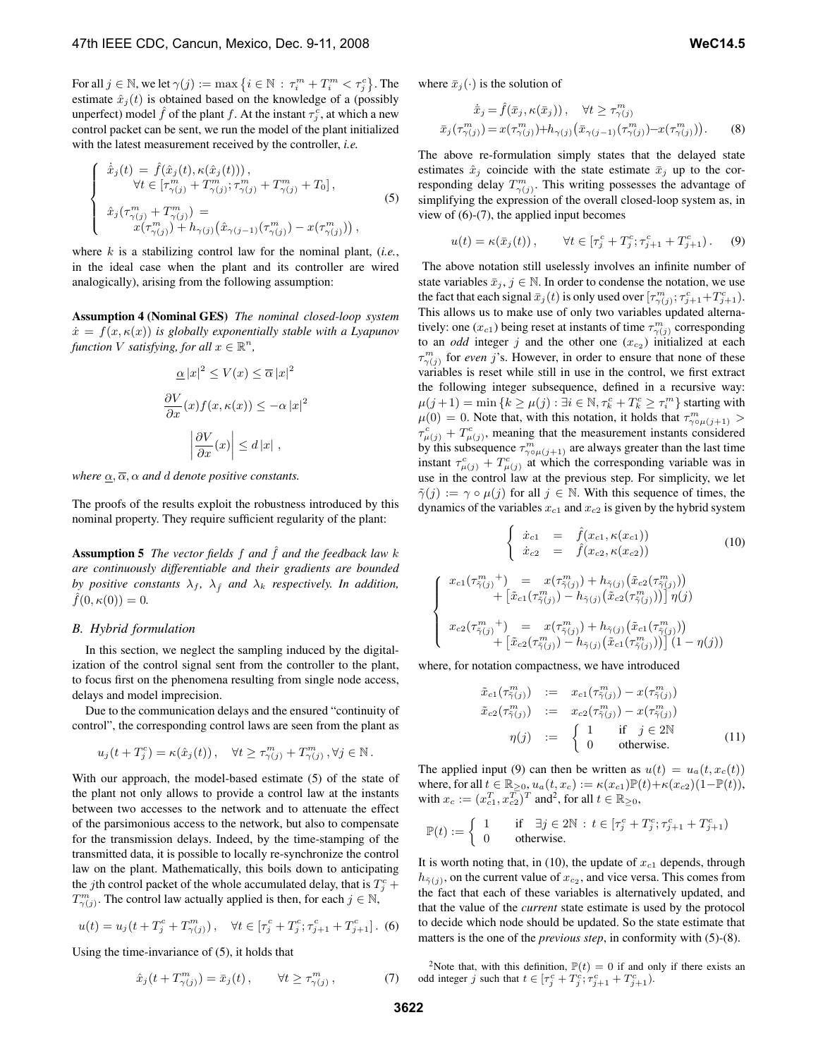For all $j \in \mathbb{N}$, we let $\gamma(j) := \max\{i \in \mathbb{N} : \tau_i^m + T_i^m < \tau_j^c\}$. The estimate $\hat{x}_j(t)$ is obtained based on the knowledge of a (possibly unperfect) model $\hat{f}$ of the plant $f$. At the instant $\tau_j^c$, at which a new control packet can be sent, we run the model of the plant initialized with the latest measurement received by the controller, *i.e.*

$$\left\{\begin{array}{l} \dot{\hat{x}}_j(t) = \hat{f}(\hat{x}_j(t), \kappa(\hat{x}_j(t))), \\ \qquad \forall t \in [\tau_{\gamma(j)}^m + T_{\gamma(j)}^m ; \tau_{\gamma(j)}^m + T_{\gamma(j)}^m + T_0], \\ \hat{x}_j(\tau_{\gamma(j)}^m + T_{\gamma(j)}^m) = \\ \qquad x(\tau_{\gamma(j)}^m) + h_{\gamma(j)}\big(\hat{x}_{\gamma(j-1)}(\tau_{\gamma(j)}^m) - x(\tau_{\gamma(j)}^m)\big), \end{array}\right. \tag{5}$$

where $k$ is a stabilizing control law for the nominal plant, (*i.e.*, in the ideal case when the plant and its controller are wired analogically), arising from the following assumption:

**Assumption 4 (Nominal GES)** *The nominal closed-loop system $\dot{x} = f(x, \kappa(x))$ is globally exponentially stable with a Lyapunov function $V$ satisfying, for all $x \in \mathbb{R}^n$,*

$$\underline{\alpha}\,|x|^2 \leq V(x) \leq \overline{\alpha}\,|x|^2$$

$$\frac{\partial V}{\partial x}(x) f(x, \kappa(x)) \leq -\alpha\,|x|^2$$

$$\left|\frac{\partial V}{\partial x}(x)\right| \leq d\,|x|\,,$$

*where $\underline{\alpha}, \overline{\alpha}, \alpha$ and $d$ denote positive constants.*

The proofs of the results exploit the robustness introduced by this nominal property. They require sufficient regularity of the plant:

**Assumption 5** *The vector fields $f$ and $\hat{f}$ and the feedback law $k$ are continuously differentiable and their gradients are bounded by positive constants $\lambda_f$, $\lambda_{\hat{f}}$ and $\lambda_k$ respectively. In addition, $\hat{f}(0, \kappa(0)) = 0$.*

### B. Hybrid formulation

In this section, we neglect the sampling induced by the digitalization of the control signal sent from the controller to the plant, to focus first on the phenomena resulting from single node access, delays and model imprecision.

Due to the communication delays and the ensured "continuity of control", the corresponding control laws are seen from the plant as

$$u_j(t + T_j^c) = \kappa(\hat{x}_j(t))\,, \quad \forall t \geq \tau_{\gamma(j)}^m + T_{\gamma(j)}^m\,, \forall j \in \mathbb{N}\,.$$

With our approach, the model-based estimate (5) of the state of the plant not only allows to provide a control law at the instants between two accesses to the network and to attenuate the effect of the parsimonious access to the network, but also to compensate for the transmission delays. Indeed, by the time-stamping of the transmitted data, it is possible to locally re-synchronize the control law on the plant. Mathematically, this boils down to anticipating the $j$th control packet of the whole accumulated delay, that is $T_j^c + T_{\gamma(j)}^m$. The control law actually applied is then, for each $j \in \mathbb{N}$,

$$u(t) = u_j(t + T_j^c + T_{\gamma(j)}^m)\,, \quad \forall t \in [\tau_j^c + T_j^c ; \tau_{j+1}^c + T_{j+1}^c]\,. \tag{6}$$

Using the time-invariance of (5), it holds that

$$\hat{x}_j(t + T_{\gamma(j)}^m) = \bar{x}_j(t)\,, \qquad \forall t \geq \tau_{\gamma(j)}^m\,, \tag{7}$$

where $\bar{x}_j(\cdot)$ is the solution of

$$\begin{array}{c} \dot{\bar{x}}_j = \hat{f}(\bar{x}_j, \kappa(\bar{x}_j))\,, \quad \forall t \geq \tau_{\gamma(j)}^m \\ \bar{x}_j(\tau_{\gamma(j)}^m) = x(\tau_{\gamma(j)}^m) + h_{\gamma(j)}\big(\bar{x}_{\gamma(j-1)}(\tau_{\gamma(j)}^m) - x(\tau_{\gamma(j)}^m)\big)\,. \end{array} \tag{8}$$

The above re-formulation simply states that the delayed state estimates $\hat{x}_j$ coincide with the state estimate $\bar{x}_j$ up to the corresponding delay $T_{\gamma(j)}^m$. This writing possesses the advantage of simplifying the expression of the overall closed-loop system as, in view of (6)-(7), the applied input becomes

$$u(t) = \kappa(\bar{x}_j(t))\,, \qquad \forall t \in [\tau_j^c + T_j^c ; \tau_{j+1}^c + T_{j+1}^c)\,. \tag{9}$$

The above notation still uselessly involves an infinite number of state variables $\bar{x}_j$, $j \in \mathbb{N}$. In order to condense the notation, we use the fact that each signal $\bar{x}_j(t)$ is only used over $[\tau_{\gamma(j)}^m ; \tau_{j+1}^c + T_{j+1}^c)$. This allows us to make use of only two variables updated alternatively: one ($x_{c1}$) being reset at instants of time $\tau_{\gamma(j)}^m$ corresponding to an *odd* integer $j$ and the other one ($x_{c_2}$) initialized at each $\tau_{\gamma(j)}^m$ for *even* $j$'s. However, in order to ensure that none of these variables is reset while still in use in the control, we first extract the following integer subsequence, defined in a recursive way: $\mu(j+1) = \min\{k \geq \mu(j) : \exists i \in \mathbb{N}, \tau_k^c + T_k^c \geq \tau_i^m\}$ starting with $\mu(0) = 0$. Note that, with this notation, it holds that $\tau_{\gamma\circ\mu(j+1)}^m > \tau_{\mu(j)}^c + T_{\mu(j)}^c$, meaning that the measurement instants considered by this subsequence $\tau_{\gamma\circ\mu(j+1)}^m$ are always greater than the last time instant $\tau_{\mu(j)}^c + T_{\mu(j)}^c$ at which the corresponding variable was in use in the control law at the previous step. For simplicity, we let $\tilde{\gamma}(j) := \gamma \circ \mu(j)$ for all $j \in \mathbb{N}$. With this sequence of times, the dynamics of the variables $x_{c1}$ and $x_{c2}$ is given by the hybrid system

$$\left\{\begin{array}{rcl} \dot{x}_{c1} & = & \hat{f}(x_{c1}, \kappa(x_{c1})) \\ \dot{x}_{c2} & = & \hat{f}(x_{c2}, \kappa(x_{c2})) \end{array}\right. \tag{10}$$

$$\left\{\begin{array}{rcl} x_{c1}(\tau_{\tilde{\gamma}(j)}^m{}^+) & = & x(\tau_{\tilde{\gamma}(j)}^m) + h_{\tilde{\gamma}(j)}\big(\tilde{x}_{c2}(\tau_{\tilde{\gamma}(j)}^m)\big) \\ & & + \big[\tilde{x}_{c1}(\tau_{\tilde{\gamma}(j)}^m) - h_{\tilde{\gamma}(j)}\big(\tilde{x}_{c2}(\tau_{\tilde{\gamma}(j)}^m)\big)\big]\,\eta(j) \\ x_{c2}(\tau_{\tilde{\gamma}(j)}^m{}^+) & = & x(\tau_{\tilde{\gamma}(j)}^m) + h_{\tilde{\gamma}(j)}\big(\tilde{x}_{c1}(\tau_{\tilde{\gamma}(j)}^m)\big) \\ & & + \big[\tilde{x}_{c2}(\tau_{\tilde{\gamma}(j)}^m) - h_{\tilde{\gamma}(j)}\big(\tilde{x}_{c1}(\tau_{\tilde{\gamma}(j)}^m)\big)\big]\,(1 - \eta(j)) \end{array}\right.$$

where, for notation compactness, we have introduced

$$\begin{array}{rcl} \tilde{x}_{c1}(\tau_{\tilde{\gamma}(j)}^m) & := & x_{c1}(\tau_{\tilde{\gamma}(j)}^m) - x(\tau_{\tilde{\gamma}(j)}^m) \\ \tilde{x}_{c2}(\tau_{\tilde{\gamma}(j)}^m) & := & x_{c2}(\tau_{\tilde{\gamma}(j)}^m) - x(\tau_{\tilde{\gamma}(j)}^m) \\ \eta(j) & := & \left\{\begin{array}{ll} 1 & \text{if} \quad j \in 2\mathbb{N} \\ 0 & \text{otherwise.} \end{array}\right. \end{array} \tag{11}$$

The applied input (9) can then be written as $u(t) = u_a(t, x_c(t))$ where, for all $t \in \mathbb{R}_{\geq 0}$, $u_a(t, x_c) := \kappa(x_{c1})\mathbb{P}(t) + \kappa(x_{c2})(1 - \mathbb{P}(t))$, with $x_c := (x_{c1}^T, x_{c2}^T)^T$ and[2], for all $t \in \mathbb{R}_{\geq 0}$,

$$\mathbb{P}(t) := \left\{\begin{array}{ll} 1 & \text{if} \quad \exists j \in 2\mathbb{N} : t \in [\tau_j^c + T_j^c ; \tau_{j+1}^c + T_{j+1}^c) \\ 0 & \text{otherwise.} \end{array}\right.$$

It is worth noting that, in (10), the update of $x_{c1}$ depends, through $h_{\tilde{\gamma}(j)}$, on the current value of $x_{c_2}$, and vice versa. This comes from the fact that each of these variables is alternatively updated, and that the value of the *current* state estimate is used by the protocol to decide which node should be updated. So the state estimate that matters is the one of the *previous step*, in conformity with (5)-(8).

[2]Note that, with this definition, $\mathbb{P}(t) = 0$ if and only if there exists an odd integer $j$ such that $t \in [\tau_j^c + T_j^c ; \tau_{j+1}^c + T_{j+1}^c)$.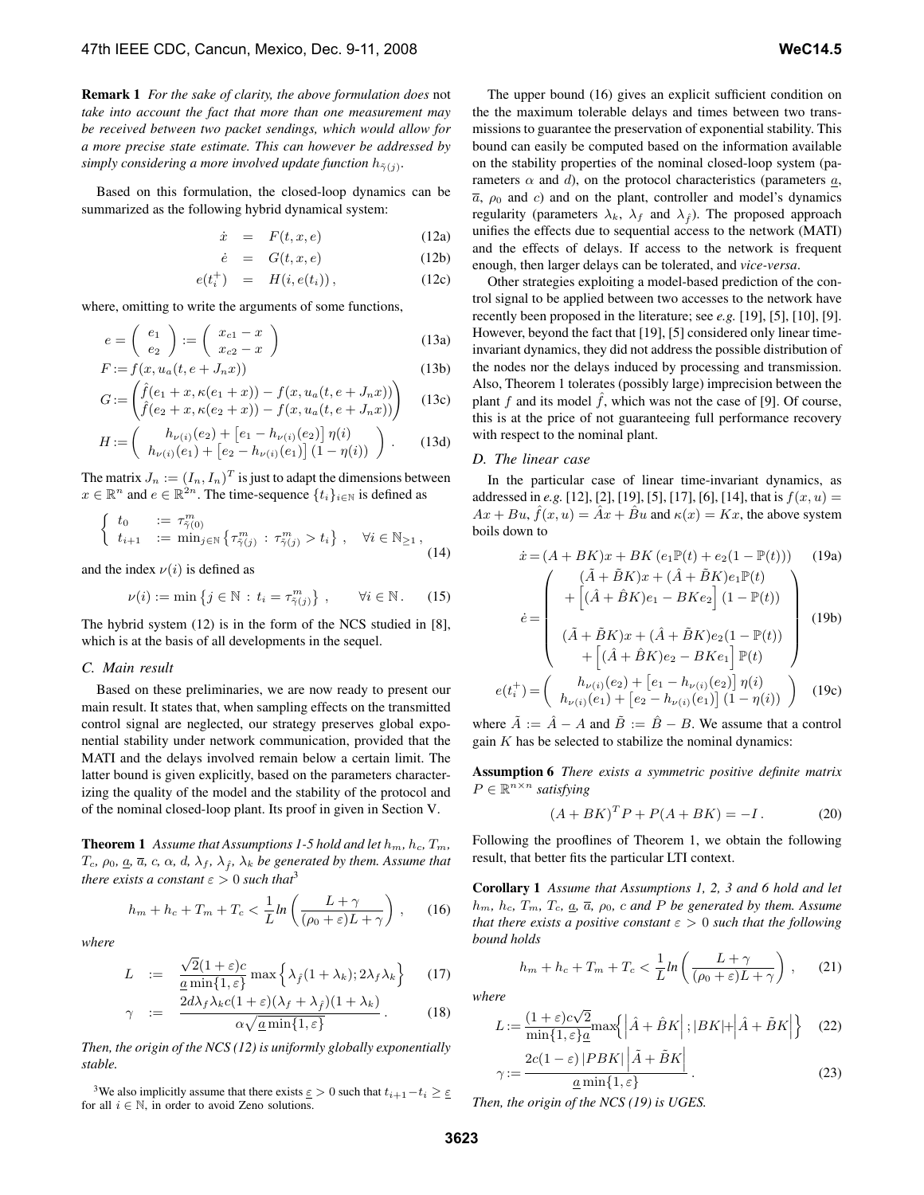**Remark 1** *For the sake of clarity, the above formulation does* not *take into account the fact that more than one measurement may be received between two packet sendings, which would allow for a more precise state estimate. This can however be addressed by simply considering a more involved update function $h_{\tilde{\gamma}(j)}$.*

Based on this formulation, the closed-loop dynamics can be summarized as the following hybrid dynamical system:

$$\dot{x} = F(t, x, e) \tag{12a}$$

$$\dot{e} = G(t, x, e) \tag{12b}$$

$$e(t_i^+) = H(i, e(t_i)), \tag{12c}$$

where, omitting to write the arguments of some functions,

$$e = \begin{pmatrix} e_1 \\ e_2 \end{pmatrix} := \begin{pmatrix} x_{c1} - x \\ x_{c2} - x \end{pmatrix} \tag{13a}$$

$$F := f(x, u_a(t, e + J_n x)) \tag{13b}$$

$$G := \begin{pmatrix} \hat{f}(e_1 + x, \kappa(e_1 + x)) - f(x, u_a(t, e + J_n x)) \\ \hat{f}(e_2 + x, \kappa(e_2 + x)) - f(x, u_a(t, e + J_n x)) \end{pmatrix} \tag{13c}$$

$$H := \begin{pmatrix} h_{\nu(i)}(e_2) + \left[e_1 - h_{\nu(i)}(e_2)\right] \eta(i) \\ h_{\nu(i)}(e_1) + \left[e_2 - h_{\nu(i)}(e_1)\right] (1 - \eta(i)) \end{pmatrix}. \tag{13d}$$

The matrix $J_n := (I_n, I_n)^T$ is just to adapt the dimensions between $x \in \mathbb{R}^n$ and $e \in \mathbb{R}^{2n}$. The time-sequence $\{t_i\}_{i \in \mathbb{N}}$ is defined as

$$\begin{cases} t_0 & := \tau^m_{\tilde{\gamma}(0)} \\ t_{i+1} & := \min_{j \in \mathbb{N}} \left\{ \tau^m_{\tilde{\gamma}(j)} \,:\, \tau^m_{\tilde{\gamma}(j)} > t_i \right\}, \quad \forall i \in \mathbb{N}_{\geq 1}, \end{cases} \tag{14}$$

and the index $\nu(i)$ is defined as

$$\nu(i) := \min \left\{ j \in \mathbb{N} \,:\, t_i = \tau^m_{\tilde{\gamma}(j)} \right\}, \qquad \forall i \in \mathbb{N}. \tag{15}$$

The hybrid system (12) is in the form of the NCS studied in [8], which is at the basis of all developments in the sequel.

### C. Main result

Based on these preliminaries, we are now ready to present our main result. It states that, when sampling effects on the transmitted control signal are neglected, our strategy preserves global exponential stability under network communication, provided that the MATI and the delays involved remain below a certain limit. The latter bound is given explicitly, based on the parameters characterizing the quality of the model and the stability of the protocol and of the nominal closed-loop plant. Its proof in given in Section V.

**Theorem 1** *Assume that Assumptions 1-5 hold and let $h_m$, $h_c$, $T_m$, $T_c$, $\rho_0$, $\underline{a}$, $\overline{a}$, $c$, $\alpha$, $d$, $\lambda_f$, $\lambda_{\hat{f}}$, $\lambda_k$ be generated by them. Assume that there exists a constant $\varepsilon > 0$ such that*[3]

$$h_m + h_c + T_m + T_c < \frac{1}{L} \ln \left( \frac{L + \gamma}{(\rho_0 + \varepsilon)L + \gamma} \right), \tag{16}$$

*where*

$$L := \frac{\sqrt{2}(1 + \varepsilon)c}{\underline{a} \min\{1, \varepsilon\}} \max \left\{ \lambda_{\hat{f}}(1 + \lambda_k); 2\lambda_f \lambda_k \right\} \tag{17}$$

$$\gamma := \frac{2d\lambda_f \lambda_k c(1 + \varepsilon)(\lambda_f + \lambda_{\hat{f}})(1 + \lambda_k)}{\alpha \sqrt{\underline{a} \min\{1, \varepsilon\}}}. \tag{18}$$

*Then, the origin of the NCS (12) is uniformly globally exponentially stable.*

[3] We also implicitly assume that there exists $\underline{\varepsilon} > 0$ such that $t_{i+1} - t_i \geq \underline{\varepsilon}$ for all $i \in \mathbb{N}$, in order to avoid Zeno solutions.

The upper bound (16) gives an explicit sufficient condition on the the maximum tolerable delays and times between two transmissions to guarantee the preservation of exponential stability. This bound can easily be computed based on the information available on the stability properties of the nominal closed-loop system (parameters $\alpha$ and $d$), on the protocol characteristics (parameters $\underline{a}$, $\overline{a}$, $\rho_0$ and $c$) and on the plant, controller and model's dynamics regularity (parameters $\lambda_k$, $\lambda_f$ and $\lambda_{\hat{f}}$). The proposed approach unifies the effects due to sequential access to the network (MATI) and the effects of delays. If access to the network is frequent enough, then larger delays can be tolerated, and *vice-versa*.

Other strategies exploiting a model-based prediction of the control signal to be applied between two accesses to the network have recently been proposed in the literature; see *e.g.* [19], [5], [10], [9]. However, beyond the fact that [19], [5] considered only linear time-invariant dynamics, they did not address the possible distribution of the nodes nor the delays induced by processing and transmission. Also, Theorem 1 tolerates (possibly large) imprecision between the plant $f$ and its model $\hat{f}$, which was not the case of [9]. Of course, this is at the price of not guaranteeing full performance recovery with respect to the nominal plant.

### D. The linear case

In the particular case of linear time-invariant dynamics, as addressed in *e.g.* [12], [2], [19], [5], [17], [6], [14], that is $f(x, u) = Ax + Bu$, $\hat{f}(x, u) = \hat{A}x + \hat{B}u$ and $\kappa(x) = Kx$, the above system boils down to

$$\dot{x} = (A + BK)x + BK\left(e_1 \mathbb{P}(t) + e_2(1 - \mathbb{P}(t))\right) \tag{19a}$$

$$\dot{e} = \begin{pmatrix} (\tilde{A} + \tilde{B}K)x + (\hat{A} + \tilde{B}K)e_1 \mathbb{P}(t) \\ + \left[(\hat{A} + \hat{B}K)e_1 - BKe_2\right](1 - \mathbb{P}(t)) \\ \\ (\tilde{A} + \tilde{B}K)x + (\hat{A} + \tilde{B}K)e_2(1 - \mathbb{P}(t)) \\ + \left[(\hat{A} + \hat{B}K)e_2 - BKe_1\right]\mathbb{P}(t) \end{pmatrix} \tag{19b}$$

$$e(t_i^+) = \begin{pmatrix} h_{\nu(i)}(e_2) + \left[e_1 - h_{\nu(i)}(e_2)\right] \eta(i) \\ h_{\nu(i)}(e_1) + \left[e_2 - h_{\nu(i)}(e_1)\right](1 - \eta(i)) \end{pmatrix} \tag{19c}$$

where $\tilde{A} := \hat{A} - A$ and $\tilde{B} := \hat{B} - B$. We assume that a control gain $K$ has been selected to stabilize the nominal dynamics:

**Assumption 6** *There exists a symmetric positive definite matrix $P \in \mathbb{R}^{n \times n}$ satisfying*

$$(A + BK)^T P + P(A + BK) = -I. \tag{20}$$

Following the prooflines of Theorem 1, we obtain the following result, that better fits the particular LTI context.

**Corollary 1** *Assume that Assumptions 1, 2, 3 and 6 hold and let $h_m$, $h_c$, $T_m$, $T_c$, $\underline{a}$, $\overline{a}$, $\rho_0$, $c$ and $P$ be generated by them. Assume that there exists a positive constant $\varepsilon > 0$ such that the following bound holds*

$$h_m + h_c + T_m + T_c < \frac{1}{L} \ln \left( \frac{L + \gamma}{(\rho_0 + \varepsilon)L + \gamma} \right), \tag{21}$$

*where*

$$L := \frac{(1 + \varepsilon)c\sqrt{2}}{\min\{1, \varepsilon\}\underline{a}} \max \left\{ \left|\hat{A} + \hat{B}K\right|; |BK| + \left|\hat{A} + \tilde{B}K\right| \right\} \tag{22}$$

$$\gamma := \frac{2c(1 - \varepsilon)\,|PBK|\,\left|\tilde{A} + \tilde{B}K\right|}{\underline{a} \min\{1, \varepsilon\}}. \tag{23}$$

*Then, the origin of the NCS (19) is UGES.*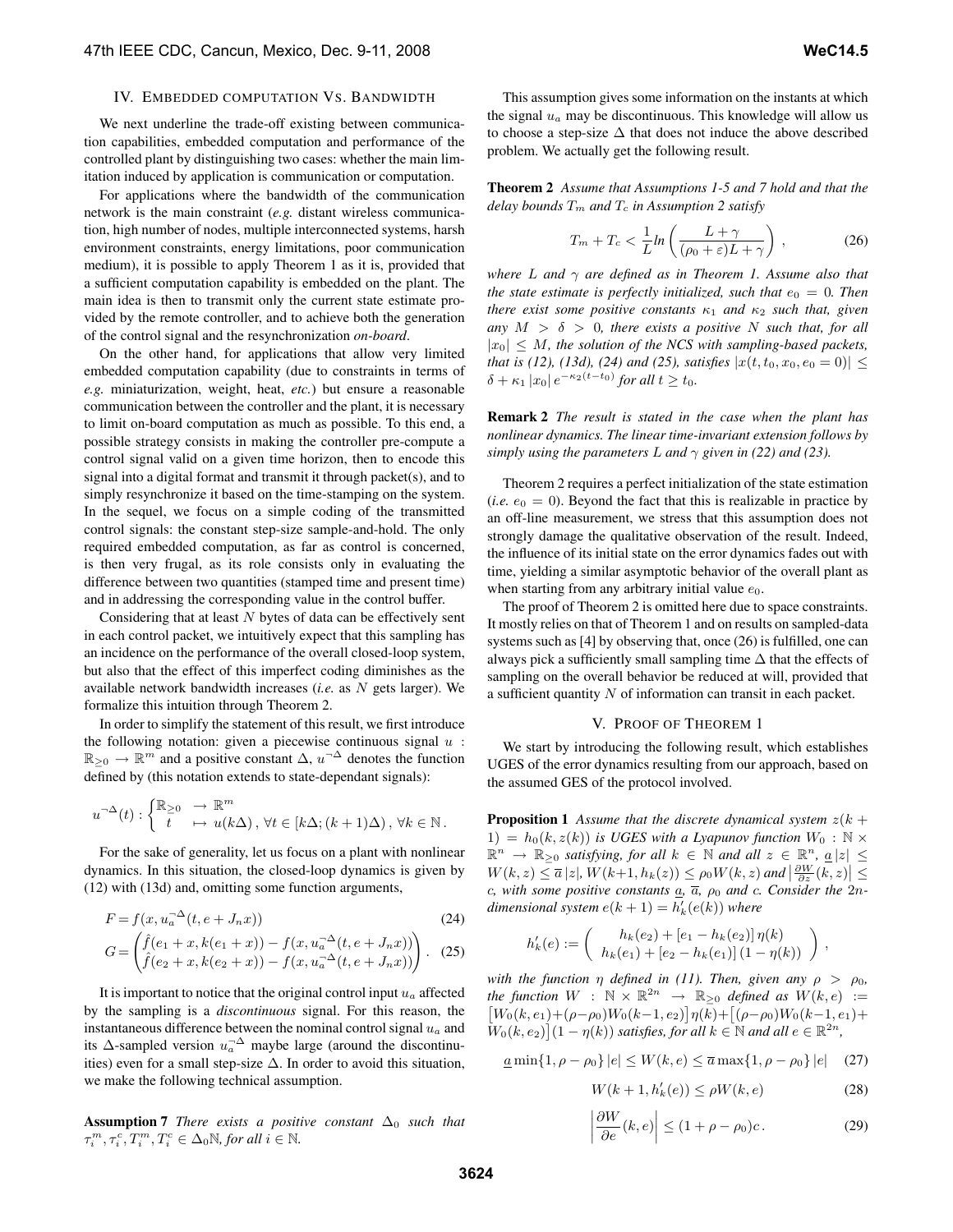## IV. Embedded Computation Vs. Bandwidth

We next underline the trade-off existing between communication capabilities, embedded computation and performance of the controlled plant by distinguishing two cases: whether the main limitation induced by application is communication or computation.

For applications where the bandwidth of the communication network is the main constraint (*e.g.* distant wireless communication, high number of nodes, multiple interconnected systems, harsh environment constraints, energy limitations, poor communication medium), it is possible to apply Theorem 1 as it is, provided that a sufficient computation capability is embedded on the plant. The main idea is then to transmit only the current state estimate provided by the remote controller, and to achieve both the generation of the control signal and the resynchronization *on-board*.

On the other hand, for applications that allow very limited embedded computation capability (due to constraints in terms of *e.g.* miniaturization, weight, heat, *etc.*) but ensure a reasonable communication between the controller and the plant, it is necessary to limit on-board computation as much as possible. To this end, a possible strategy consists in making the controller pre-compute a control signal valid on a given time horizon, then to encode this signal into a digital format and transmit it through packet(s), and to simply resynchronize it based on the time-stamping on the system. In the sequel, we focus on a simple coding of the transmitted control signals: the constant step-size sample-and-hold. The only required embedded computation, as far as control is concerned, is then very frugal, as its role consists only in evaluating the difference between two quantities (stamped time and present time) and in addressing the corresponding value in the control buffer.

Considering that at least $N$ bytes of data can be effectively sent in each control packet, we intuitively expect that this sampling has an incidence on the performance of the overall closed-loop system, but also that the effect of this imperfect coding diminishes as the available network bandwidth increases (*i.e.* as $N$ gets larger). We formalize this intuition through Theorem 2.

In order to simplify the statement of this result, we first introduce the following notation: given a piecewise continuous signal $u : \mathbb{R}_{\geq 0} \to \mathbb{R}^m$ and a positive constant $\Delta$, $u^{\neg\Delta}$ denotes the function defined by (this notation extends to state-dependant signals):

$$u^{\neg\Delta}(t) : \begin{cases} \mathbb{R}_{\geq 0} & \to \mathbb{R}^m \\ t & \mapsto u(k\Delta) \, , \ \forall t \in [k\Delta ; (k+1)\Delta) \, , \ \forall k \in \mathbb{N} \, . \end{cases}$$

For the sake of generality, let us focus on a plant with nonlinear dynamics. In this situation, the closed-loop dynamics is given by (12) with (13d) and, omitting some function arguments,

$$F = f(x, u_a^{\neg\Delta}(t, e + J_n x)) \tag{24}$$

$$G = \begin{pmatrix} \hat{f}(e_1 + x, k(e_1 + x)) - f(x, u_a^{\neg\Delta}(t, e + J_n x)) \\ \hat{f}(e_2 + x, k(e_2 + x)) - f(x, u_a^{\neg\Delta}(t, e + J_n x)) \end{pmatrix} . \tag{25}$$

It is important to notice that the original control input $u_a$ affected by the sampling is a *discontinuous* signal. For this reason, the instantaneous difference between the nominal control signal $u_a$ and its $\Delta$-sampled version $u_a^{\neg\Delta}$ maybe large (around the discontinuities) even for a small step-size $\Delta$. In order to avoid this situation, we make the following technical assumption.

**Assumption 7** *There exists a positive constant $\Delta_0$ such that $\tau_i^m, \tau_i^c, T_i^m, T_i^c \in \Delta_0 \mathbb{N}$, for all $i \in \mathbb{N}$.*

This assumption gives some information on the instants at which the signal $u_a$ may be discontinuous. This knowledge will allow us to choose a step-size $\Delta$ that does not induce the above described problem. We actually get the following result.

**Theorem 2** *Assume that Assumptions 1-5 and 7 hold and that the delay bounds $T_m$ and $T_c$ in Assumption 2 satisfy*

$$T_m + T_c < \frac{1}{L} ln \left( \frac{L + \gamma}{(\rho_0 + \varepsilon)L + \gamma} \right) \, , \tag{26}$$

*where $L$ and $\gamma$ are defined as in Theorem 1. Assume also that the state estimate is perfectly initialized, such that $e_0 = 0$. Then there exist some positive constants $\kappa_1$ and $\kappa_2$ such that, given any $M > \delta > 0$, there exists a positive $N$ such that, for all $|x_0| \leq M$, the solution of the NCS with sampling-based packets, that is (12), (13d), (24) and (25), satisfies $|x(t, t_0, x_0, e_0 = 0)| \leq \delta + \kappa_1 |x_0| e^{-\kappa_2 (t - t_0)}$ for all $t \geq t_0$.*

**Remark 2** *The result is stated in the case when the plant has nonlinear dynamics. The linear time-invariant extension follows by simply using the parameters $L$ and $\gamma$ given in (22) and (23).*

Theorem 2 requires a perfect initialization of the state estimation (*i.e.* $e_0 = 0$). Beyond the fact that this is realizable in practice by an off-line measurement, we stress that this assumption does not strongly damage the qualitative observation of the result. Indeed, the influence of its initial state on the error dynamics fades out with time, yielding a similar asymptotic behavior of the overall plant as when starting from any arbitrary initial value $e_0$.

The proof of Theorem 2 is omitted here due to space constraints. It mostly relies on that of Theorem 1 and on results on sampled-data systems such as [4] by observing that, once (26) is fulfilled, one can always pick a sufficiently small sampling time $\Delta$ that the effects of sampling on the overall behavior be reduced at will, provided that a sufficient quantity $N$ of information can transit in each packet.

## V. Proof of Theorem 1

We start by introducing the following result, which establishes UGES of the error dynamics resulting from our approach, based on the assumed GES of the protocol involved.

**Proposition 1** *Assume that the discrete dynamical system $z(k+1) = h_0(k, z(k))$ is UGES with a Lyapunov function $W_0 : \mathbb{N} \times \mathbb{R}^n \to \mathbb{R}_{\geq 0}$ satisfying, for all $k \in \mathbb{N}$ and all $z \in \mathbb{R}^n$, $\underline{a}|z| \leq W(k, z) \leq \overline{a}|z|$, $W(k+1, h_k(z)) \leq \rho_0 W(k, z)$ and $\left|\frac{\partial W}{\partial z}(k, z)\right| \leq c$, with some positive constants $\underline{a}$, $\overline{a}$, $\rho_0$ and $c$. Consider the $2n$-dimensional system $e(k+1) = h_k'(e(k))$ where*

$$h_k'(e) := \left( \begin{array}{c} h_k(e_2) + [e_1 - h_k(e_2)] \, \eta(k) \\ h_k(e_1) + [e_2 - h_k(e_1)] \, (1 - \eta(k)) \end{array} \right) ,$$

*with the function $\eta$ defined in (11). Then, given any $\rho > \rho_0$, the function $W : \mathbb{N} \times \mathbb{R}^{2n} \to \mathbb{R}_{\geq 0}$ defined as $W(k, e) := \big[W_0(k, e_1) + (\rho - \rho_0) W_0(k-1, e_2)\big] \eta(k) + \big[(\rho - \rho_0) W_0(k-1, e_1) + W_0(k, e_2)\big] (1 - \eta(k))$ satisfies, for all $k \in \mathbb{N}$ and all $e \in \mathbb{R}^{2n}$,*

$$\underline{a} \min\{1, \rho - \rho_0\} \, |e| \leq W(k, e) \leq \overline{a} \max\{1, \rho - \rho_0\} \, |e| \tag{27}$$

$$W(k+1, h_k'(e)) \leq \rho W(k, e) \tag{28}$$

$$\left| \frac{\partial W}{\partial e}(k, e) \right| \leq (1 + \rho - \rho_0) c \, . \tag{29}$$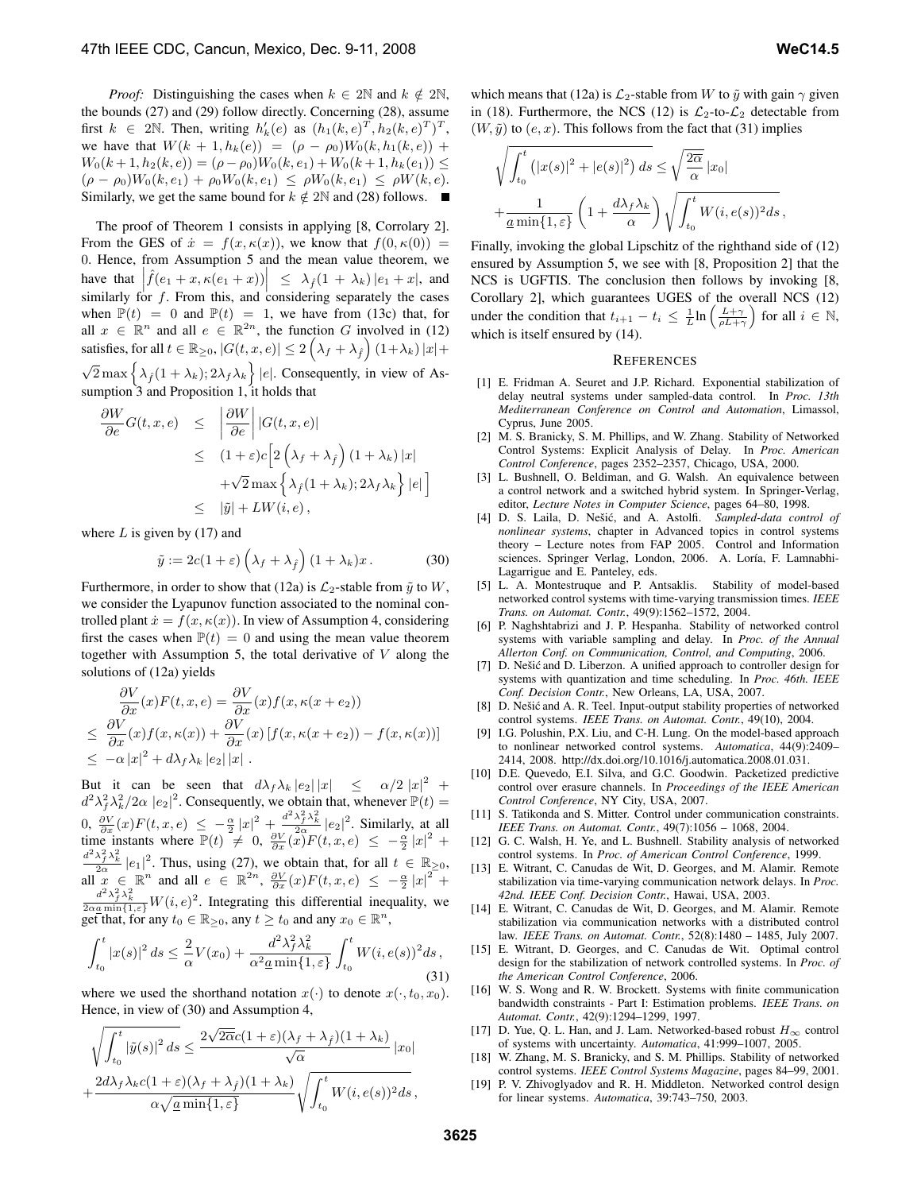*Proof:* Distinguishing the cases when $k \in 2\mathbb{N}$ and $k \notin 2\mathbb{N}$, the bounds (27) and (29) follow directly. Concerning (28), assume first $k \in 2\mathbb{N}$. Then, writing $h'_k(e)$ as $(h_1(k,e)^T, h_2(k,e)^T)^T$, we have that $W(k+1, h_k(e)) = (\rho - \rho_0)W_0(k, h_1(k,e)) + W_0(k+1, h_2(k,e)) = (\rho - \rho_0)W_0(k, e_1) + W_0(k+1, h_k(e_1)) \leq (\rho - \rho_0)W_0(k, e_1) + \rho_0 W_0(k, e_1) \leq \rho W_0(k, e_1) \leq \rho W(k,e)$. Similarly, we get the same bound for $k \notin 2\mathbb{N}$ and (28) follows. ■

The proof of Theorem 1 consists in applying [8, Corrolary 2]. From the GES of $\dot{x} = f(x, \kappa(x))$, we know that $f(0, \kappa(0)) = 0$. Hence, from Assumption 5 and the mean value theorem, we have that $\left|\hat{f}(e_1 + x, \kappa(e_1 + x))\right| \leq \lambda_{\hat{f}}(1 + \lambda_k)\left|e_1 + x\right|$, and similarly for $f$. From this, and considering separately the cases when $\mathbb{P}(t) = 0$ and $\mathbb{P}(t) = 1$, we have from (13c) that, for all $x \in \mathbb{R}^n$ and all $e \in \mathbb{R}^{2n}$, the function $G$ involved in (12) satisfies, for all $t \in \mathbb{R}_{\geq 0}$, $|G(t,x,e)| \leq 2\left(\lambda_f + \lambda_{\hat{f}}\right)(1+\lambda_k)\,|x| + \sqrt{2}\max\left\{\lambda_{\hat{f}}(1+\lambda_k); 2\lambda_f\lambda_k\right\}|e|$. Consequently, in view of Assumption 3 and Proposition 1, it holds that

$$
\begin{aligned}
\frac{\partial W}{\partial e}G(t,x,e) &\leq \left|\frac{\partial W}{\partial e}\right| |G(t,x,e)| \\
&\leq (1+\varepsilon)c\Big[2\left(\lambda_f + \lambda_{\hat{f}}\right)(1+\lambda_k)\,|x| \\
&\quad + \sqrt{2}\max\left\{\lambda_{\hat{f}}(1+\lambda_k); 2\lambda_f\lambda_k\right\}|e|\,\Big] \\
&\leq |\tilde{y}| + LW(i,e)\,,
\end{aligned}
$$

where $L$ is given by (17) and

$$
\tilde{y} := 2c(1+\varepsilon)\left(\lambda_f + \lambda_{\hat{f}}\right)(1+\lambda_k)x\,. \tag{30}
$$

Furthermore, in order to show that (12a) is $\mathcal{L}_2$-stable from $\tilde{y}$ to $W$, we consider the Lyapunov function associated to the nominal controlled plant $\dot{x} = f(x, \kappa(x))$. In view of Assumption 4, considering first the cases when $\mathbb{P}(t) = 0$ and using the mean value theorem together with Assumption 5, the total derivative of $V$ along the solutions of (12a) yields

$$
\begin{aligned}
&\frac{\partial V}{\partial x}(x)F(t,x,e) = \frac{\partial V}{\partial x}(x)f(x, \kappa(x+e_2)) \\
\leq\ &\frac{\partial V}{\partial x}(x)f(x,\kappa(x)) + \frac{\partial V}{\partial x}(x)\left[f(x,\kappa(x+e_2)) - f(x,\kappa(x))\right] \\
\leq\ &-\alpha|x|^2 + d\lambda_f\lambda_k|e_2|\,|x|\,.
\end{aligned}
$$

But it can be seen that $d\lambda_f\lambda_k|e_2|\,|x| \leq \alpha/2\,|x|^2 + d^2\lambda_f^2\lambda_k^2/2\alpha\,|e_2|^2$. Consequently, we obtain that, whenever $\mathbb{P}(t) = 0$, $\frac{\partial V}{\partial x}(x)F(t,x,e) \leq -\frac{\alpha}{2}|x|^2 + \frac{d^2\lambda_f^2\lambda_k^2}{2\alpha}|e_2|^2$. Similarly, at all time instants where $\mathbb{P}(t) \neq 0$, $\frac{\partial V}{\partial x}(x)F(t,x,e) \leq -\frac{\alpha}{2}|x|^2 + \frac{d^2\lambda_f^2\lambda_k^2}{2\alpha}|e_1|^2$. Thus, using (27), we obtain that, for all $t \in \mathbb{R}_{\geq 0}$, all $x \in \mathbb{R}^n$ and all $e \in \mathbb{R}^{2n}$, $\frac{\partial V}{\partial x}(x)F(t,x,e) \leq -\frac{\alpha}{2}|x|^2 + \frac{d^2\lambda_f^2\lambda_k^2}{2\alpha\underline{a}\min\{1,\varepsilon\}}W(i,e)^2$. Integrating this differential inequality, we get that, for any $t_0 \in \mathbb{R}_{\geq 0}$, any $t \geq t_0$ and any $x_0 \in \mathbb{R}^n$,

$$
\int_{t_0}^{t}|x(s)|^2\,ds \leq \frac{2}{\alpha}V(x_0) + \frac{d^2\lambda_f^2\lambda_k^2}{\alpha^2\underline{a}\min\{1,\varepsilon\}}\int_{t_0}^{t}W(i,e(s))^2 ds\,, \tag{31}
$$

where we used the shorthand notation $x(\cdot)$ to denote $x(\cdot, t_0, x_0)$. Hence, in view of (30) and Assumption 4,

$$
\begin{aligned}
&\sqrt{\int_{t_0}^{t}|\tilde{y}(s)|^2\,ds} \leq \frac{2\sqrt{2\overline{\alpha}}c(1+\varepsilon)(\lambda_f + \lambda_{\hat{f}})(1+\lambda_k)}{\sqrt{\alpha}}|x_0| \\
&+ \frac{2d\lambda_f\lambda_k c(1+\varepsilon)(\lambda_f + \lambda_{\hat{f}})(1+\lambda_k)}{\alpha\sqrt{\underline{a}\min\{1,\varepsilon\}}}\sqrt{\int_{t_0}^{t}W(i,e(s))^2 ds}\,,
\end{aligned}
$$

which means that (12a) is $\mathcal{L}_2$-stable from $W$ to $\tilde{y}$ with gain $\gamma$ given in (18). Furthermore, the NCS (12) is $\mathcal{L}_2$-to-$\mathcal{L}_2$ detectable from $(W, \tilde{y})$ to $(e, x)$. This follows from the fact that (31) implies

$$
\begin{aligned}
&\sqrt{\int_{t_0}^{t}\left(|x(s)|^2 + |e(s)|^2\right)ds} \leq \sqrt{\frac{2\overline{\alpha}}{\alpha}}\,|x_0| \\
&+ \frac{1}{\underline{a}\min\{1,\varepsilon\}}\left(1 + \frac{d\lambda_f\lambda_k}{\alpha}\right)\sqrt{\int_{t_0}^{t}W(i,e(s))^2 ds}\,,
\end{aligned}
$$

Finally, invoking the global Lipschitz of the righthand side of (12) ensured by Assumption 5, we see with [8, Proposition 2] that the NCS is UGFTIS. The conclusion then follows by invoking [8, Corollary 2], which guarantees UGES of the overall NCS (12) under the condition that $t_{i+1} - t_i \leq \frac{1}{L}\ln\left(\frac{L+\gamma}{\rho L + \gamma}\right)$ for all $i \in \mathbb{N}$, which is itself ensured by (14).

## References

[1] E. Fridman A. Seuret and J.P. Richard. Exponential stabilization of delay neutral systems under sampled-data control. In *Proc. 13th Mediterranean Conference on Control and Automation*, Limassol, Cyprus, June 2005.

[2] M. S. Branicky, S. M. Phillips, and W. Zhang. Stability of Networked Control Systems: Explicit Analysis of Delay. In *Proc. American Control Conference*, pages 2352–2357, Chicago, USA, 2000.

[3] L. Bushnell, O. Beldiman, and G. Walsh. An equivalence between a control network and a switched hybrid system. In Springer-Verlag, editor, *Lecture Notes in Computer Science*, pages 64–80, 1998.

[4] D. S. Laila, D. Nešić, and A. Astolfi. *Sampled-data control of nonlinear systems*, chapter in Advanced topics in control systems theory – Lecture notes from FAP 2005. Control and Information sciences. Springer Verlag, London, 2006. A. Loría, F. Lamnabhi-Lagarrigue and E. Panteley, eds.

[5] L. A. Montestruque and P. Antsaklis. Stability of model-based networked control systems with time-varying transmission times. *IEEE Trans. on Automat. Contr.*, 49(9):1562–1572, 2004.

[6] P. Naghshtabrizi and J. P. Hespanha. Stability of networked control systems with variable sampling and delay. In *Proc. of the Annual Allerton Conf. on Communication, Control, and Computing*, 2006.

[7] D. Nešić and D. Liberzon. A unified approach to controller design for systems with quantization and time scheduling. In *Proc. 46th. IEEE Conf. Decision Contr.*, New Orleans, LA, USA, 2007.

[8] D. Nešić and A. R. Teel. Input-output stability properties of networked control systems. *IEEE Trans. on Automat. Contr.*, 49(10), 2004.

[9] I.G. Polushin, P.X. Liu, and C-H. Lung. On the model-based approach to nonlinear networked control systems. *Automatica*, 44(9):2409–2414, 2008. http://dx.doi.org/10.1016/j.automatica.2008.01.031.

[10] D.E. Quevedo, E.I. Silva, and G.C. Goodwin. Packetized predictive control over erasure channels. In *Proceedings of the IEEE American Control Conference*, NY City, USA, 2007.

[11] S. Tatikonda and S. Mitter. Control under communication constraints. *IEEE Trans. on Automat. Contr.*, 49(7):1056 – 1068, 2004.

[12] G. C. Walsh, H. Ye, and L. Bushnell. Stability analysis of networked control systems. In *Proc. of American Control Conference*, 1999.

[13] E. Witrant, C. Canudas de Wit, D. Georges, and M. Alamir. Remote stabilization via time-varying communication network delays. In *Proc. 42nd. IEEE Conf. Decision Contr.*, Hawai, USA, 2003.

[14] E. Witrant, C. Canudas de Wit, D. Georges, and M. Alamir. Remote stabilization via communication networks with a distributed control law. *IEEE Trans. on Automat. Contr.*, 52(8):1480 – 1485, July 2007.

[15] E. Witrant, D. Georges, and C. Canudas de Wit. Optimal control design for the stabilization of network controlled systems. In *Proc. of the American Control Conference*, 2006.

[16] W. S. Wong and R. W. Brockett. Systems with finite communication bandwidth constraints - Part I: Estimation problems. *IEEE Trans. on Automat. Contr.*, 42(9):1294–1299, 1997.

[17] D. Yue, Q. L. Han, and J. Lam. Networked-based robust $H_\infty$ control of systems with uncertainty. *Automatica*, 41:999–1007, 2005.

[18] W. Zhang, M. S. Branicky, and S. M. Phillips. Stability of networked control systems. *IEEE Control Systems Magazine*, pages 84–99, 2001.

[19] P. V. Zhivoglyadov and R. H. Middleton. Networked control design for linear systems. *Automatica*, 39:743–750, 2003.